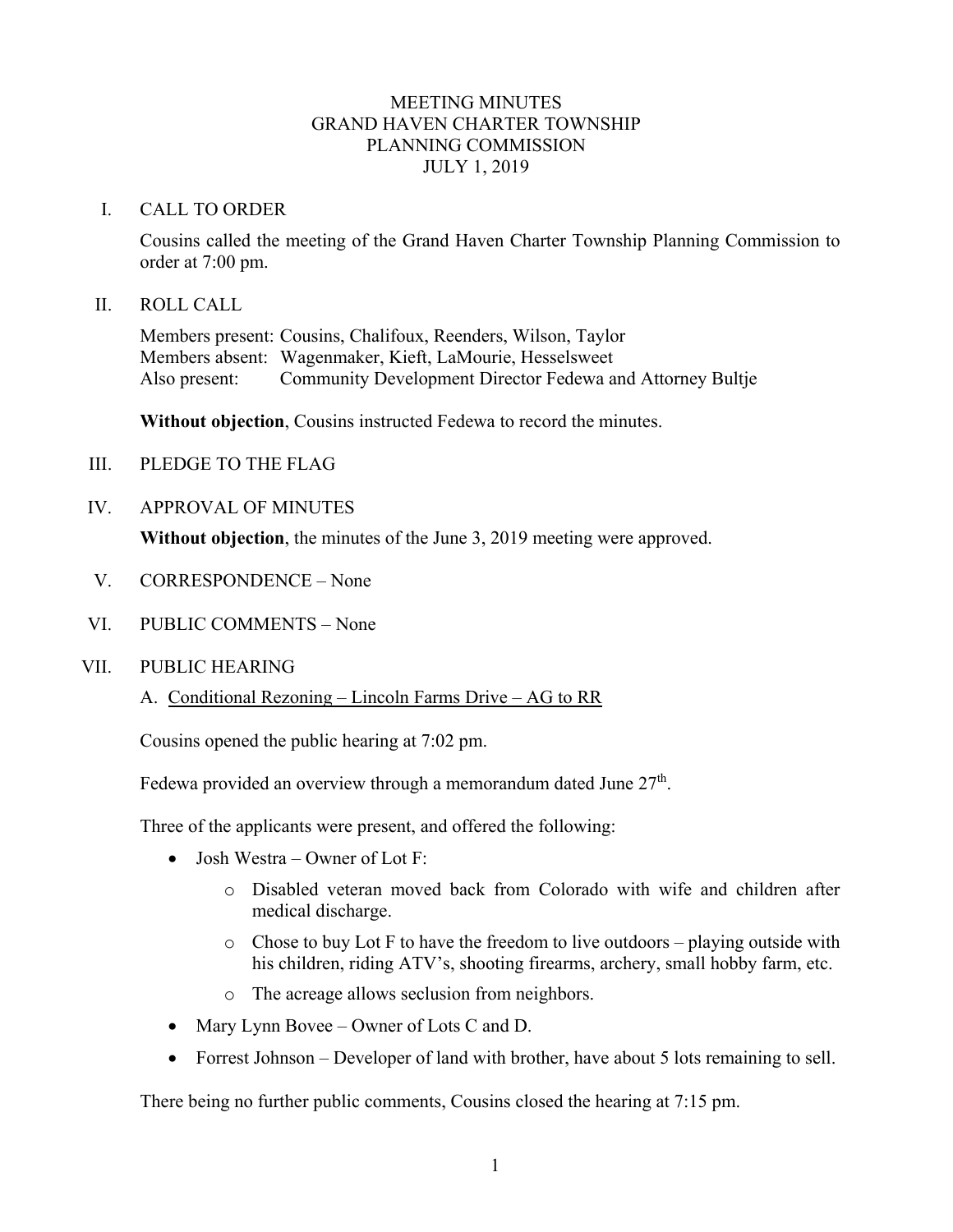# MEETING MINUTES
# GRAND HAVEN CHARTER TOWNSHIP
# PLANNING COMMISSION
# JULY 1, 2019

## I. CALL TO ORDER

Cousins called the meeting of the Grand Haven Charter Township Planning Commission to order at 7:00 pm.

## II. ROLL CALL

Members present: Cousins, Chalifoux, Reenders, Wilson, Taylor
Members absent: Wagenmaker, Kieft, LaMourie, Hesselsweet
Also present: Community Development Director Fedewa and Attorney Bultje

**Without objection**, Cousins instructed Fedewa to record the minutes.

## III. PLEDGE TO THE FLAG

## IV. APPROVAL OF MINUTES

**Without objection**, the minutes of the June 3, 2019 meeting were approved.

## V. CORRESPONDENCE – None

## VI. PUBLIC COMMENTS – None

## VII. PUBLIC HEARING

### A. Conditional Rezoning – Lincoln Farms Drive – AG to RR

Cousins opened the public hearing at 7:02 pm.

Fedewa provided an overview through a memorandum dated June 27th.

Three of the applicants were present, and offered the following:

- Josh Westra – Owner of Lot F:
  - Disabled veteran moved back from Colorado with wife and children after medical discharge.
  - Chose to buy Lot F to have the freedom to live outdoors – playing outside with his children, riding ATV's, shooting firearms, archery, small hobby farm, etc.
  - The acreage allows seclusion from neighbors.
- Mary Lynn Bovee – Owner of Lots C and D.
- Forrest Johnson – Developer of land with brother, have about 5 lots remaining to sell.

There being no further public comments, Cousins closed the hearing at 7:15 pm.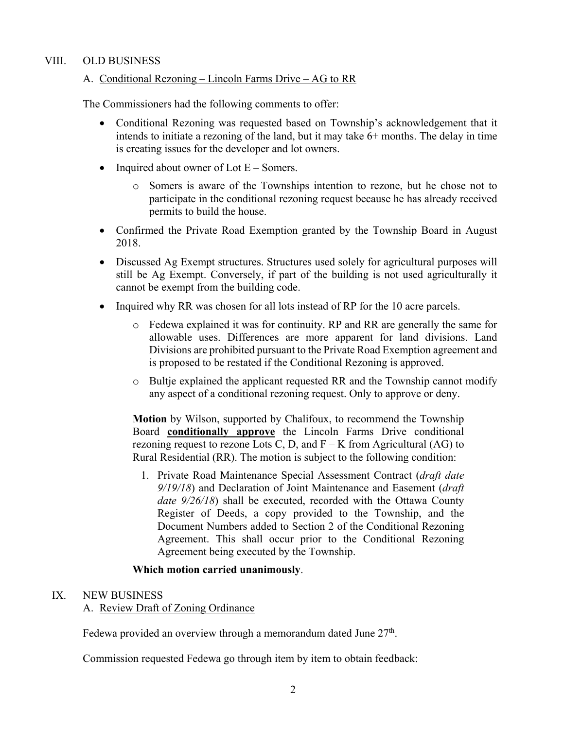## VIII. OLD BUSINESS

### A. Conditional Rezoning – Lincoln Farms Drive – AG to RR

The Commissioners had the following comments to offer:

- Conditional Rezoning was requested based on Township's acknowledgement that it intends to initiate a rezoning of the land, but it may take 6+ months. The delay in time is creating issues for the developer and lot owners.
- Inquired about owner of Lot E – Somers.
  - Somers is aware of the Townships intention to rezone, but he chose not to participate in the conditional rezoning request because he has already received permits to build the house.
- Confirmed the Private Road Exemption granted by the Township Board in August 2018.
- Discussed Ag Exempt structures. Structures used solely for agricultural purposes will still be Ag Exempt. Conversely, if part of the building is not used agriculturally it cannot be exempt from the building code.
- Inquired why RR was chosen for all lots instead of RP for the 10 acre parcels.
  - Fedewa explained it was for continuity. RP and RR are generally the same for allowable uses. Differences are more apparent for land divisions. Land Divisions are prohibited pursuant to the Private Road Exemption agreement and is proposed to be restated if the Conditional Rezoning is approved.
  - Bultje explained the applicant requested RR and the Township cannot modify any aspect of a conditional rezoning request. Only to approve or deny.

**Motion** by Wilson, supported by Chalifoux, to recommend the Township Board **conditionally approve** the Lincoln Farms Drive conditional rezoning request to rezone Lots C, D, and F – K from Agricultural (AG) to Rural Residential (RR). The motion is subject to the following condition:

1. Private Road Maintenance Special Assessment Contract (*draft date 9/19/18*) and Declaration of Joint Maintenance and Easement (*draft date 9/26/18*) shall be executed, recorded with the Ottawa County Register of Deeds, a copy provided to the Township, and the Document Numbers added to Section 2 of the Conditional Rezoning Agreement. This shall occur prior to the Conditional Rezoning Agreement being executed by the Township.

**Which motion carried unanimously**.

## IX. NEW BUSINESS

### A. Review Draft of Zoning Ordinance

Fedewa provided an overview through a memorandum dated June 27th.

Commission requested Fedewa go through item by item to obtain feedback: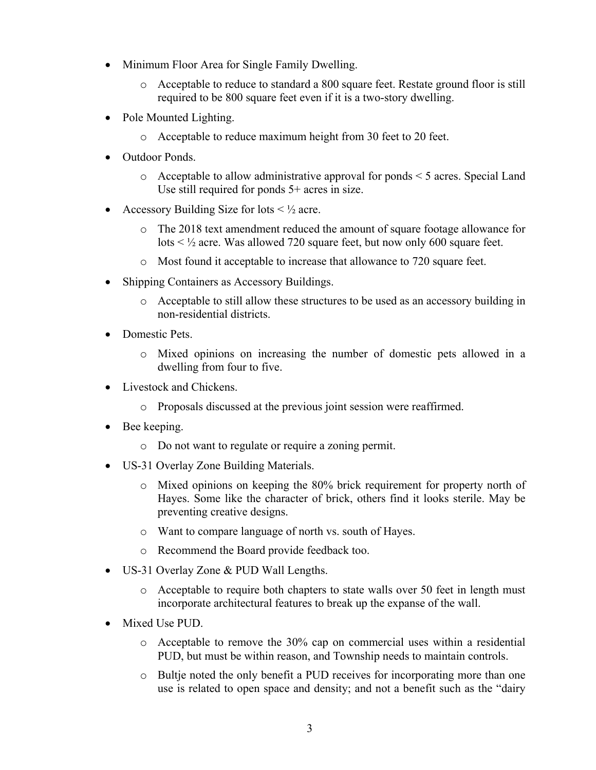- Minimum Floor Area for Single Family Dwelling.
  - Acceptable to reduce to standard a 800 square feet. Restate ground floor is still required to be 800 square feet even if it is a two-story dwelling.
- Pole Mounted Lighting.
  - Acceptable to reduce maximum height from 30 feet to 20 feet.
- Outdoor Ponds.
  - Acceptable to allow administrative approval for ponds < 5 acres. Special Land Use still required for ponds 5+ acres in size.
- Accessory Building Size for lots < ½ acre.
  - The 2018 text amendment reduced the amount of square footage allowance for lots < ½ acre. Was allowed 720 square feet, but now only 600 square feet.
  - Most found it acceptable to increase that allowance to 720 square feet.
- Shipping Containers as Accessory Buildings.
  - Acceptable to still allow these structures to be used as an accessory building in non-residential districts.
- Domestic Pets.
  - Mixed opinions on increasing the number of domestic pets allowed in a dwelling from four to five.
- Livestock and Chickens.
  - Proposals discussed at the previous joint session were reaffirmed.
- Bee keeping.
  - Do not want to regulate or require a zoning permit.
- US-31 Overlay Zone Building Materials.
  - Mixed opinions on keeping the 80% brick requirement for property north of Hayes. Some like the character of brick, others find it looks sterile. May be preventing creative designs.
  - Want to compare language of north vs. south of Hayes.
  - Recommend the Board provide feedback too.
- US-31 Overlay Zone & PUD Wall Lengths.
  - Acceptable to require both chapters to state walls over 50 feet in length must incorporate architectural features to break up the expanse of the wall.
- Mixed Use PUD.
  - Acceptable to remove the 30% cap on commercial uses within a residential PUD, but must be within reason, and Township needs to maintain controls.
  - Bultje noted the only benefit a PUD receives for incorporating more than one use is related to open space and density; and not a benefit such as the "dairy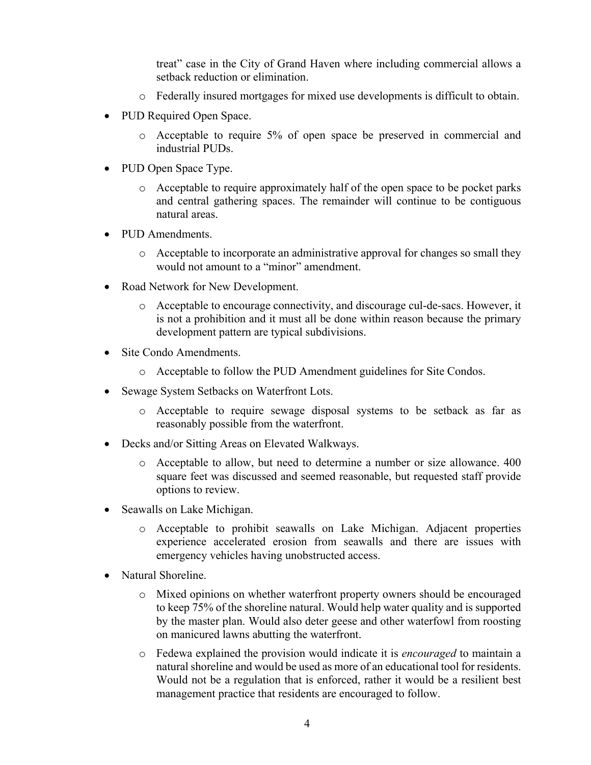treat" case in the City of Grand Haven where including commercial allows a setback reduction or elimination.

  - Federally insured mortgages for mixed use developments is difficult to obtain.

- PUD Required Open Space.
  - Acceptable to require 5% of open space be preserved in commercial and industrial PUDs.
- PUD Open Space Type.
  - Acceptable to require approximately half of the open space to be pocket parks and central gathering spaces. The remainder will continue to be contiguous natural areas.
- PUD Amendments.
  - Acceptable to incorporate an administrative approval for changes so small they would not amount to a "minor" amendment.
- Road Network for New Development.
  - Acceptable to encourage connectivity, and discourage cul-de-sacs. However, it is not a prohibition and it must all be done within reason because the primary development pattern are typical subdivisions.
- Site Condo Amendments.
  - Acceptable to follow the PUD Amendment guidelines for Site Condos.
- Sewage System Setbacks on Waterfront Lots.
  - Acceptable to require sewage disposal systems to be setback as far as reasonably possible from the waterfront.
- Decks and/or Sitting Areas on Elevated Walkways.
  - Acceptable to allow, but need to determine a number or size allowance. 400 square feet was discussed and seemed reasonable, but requested staff provide options to review.
- Seawalls on Lake Michigan.
  - Acceptable to prohibit seawalls on Lake Michigan. Adjacent properties experience accelerated erosion from seawalls and there are issues with emergency vehicles having unobstructed access.
- Natural Shoreline.
  - Mixed opinions on whether waterfront property owners should be encouraged to keep 75% of the shoreline natural. Would help water quality and is supported by the master plan. Would also deter geese and other waterfowl from roosting on manicured lawns abutting the waterfront.
  - Fedewa explained the provision would indicate it is *encouraged* to maintain a natural shoreline and would be used as more of an educational tool for residents. Would not be a regulation that is enforced, rather it would be a resilient best management practice that residents are encouraged to follow.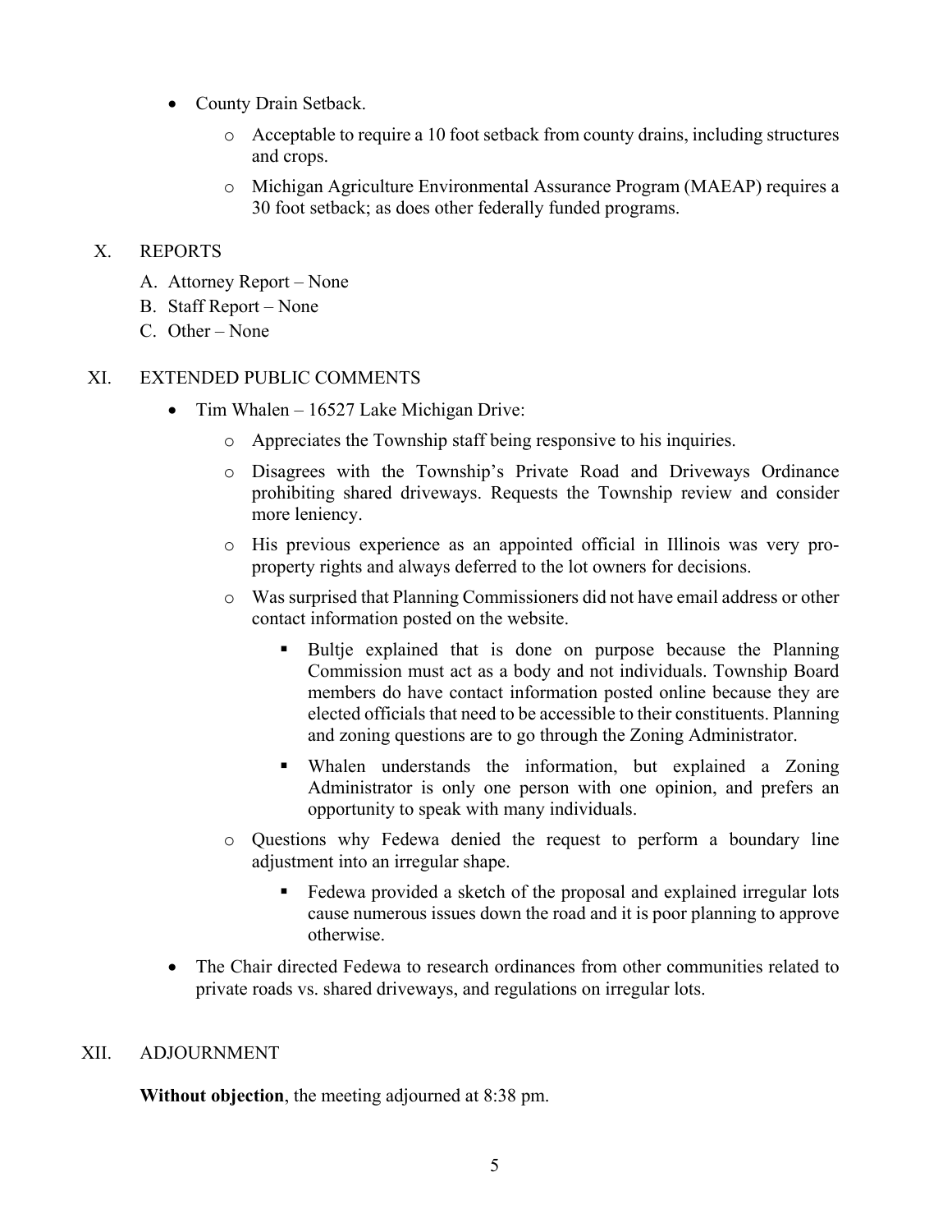- County Drain Setback.
  - Acceptable to require a 10 foot setback from county drains, including structures and crops.
  - Michigan Agriculture Environmental Assurance Program (MAEAP) requires a 30 foot setback; as does other federally funded programs.

## X. REPORTS

A. Attorney Report – None
B. Staff Report – None
C. Other – None

## XI. EXTENDED PUBLIC COMMENTS

- Tim Whalen – 16527 Lake Michigan Drive:
  - Appreciates the Township staff being responsive to his inquiries.
  - Disagrees with the Township's Private Road and Driveways Ordinance prohibiting shared driveways. Requests the Township review and consider more leniency.
  - His previous experience as an appointed official in Illinois was very pro-property rights and always deferred to the lot owners for decisions.
  - Was surprised that Planning Commissioners did not have email address or other contact information posted on the website.
    - Bultje explained that is done on purpose because the Planning Commission must act as a body and not individuals. Township Board members do have contact information posted online because they are elected officials that need to be accessible to their constituents. Planning and zoning questions are to go through the Zoning Administrator.
    - Whalen understands the information, but explained a Zoning Administrator is only one person with one opinion, and prefers an opportunity to speak with many individuals.
  - Questions why Fedewa denied the request to perform a boundary line adjustment into an irregular shape.
    - Fedewa provided a sketch of the proposal and explained irregular lots cause numerous issues down the road and it is poor planning to approve otherwise.
- The Chair directed Fedewa to research ordinances from other communities related to private roads vs. shared driveways, and regulations on irregular lots.

## XII. ADJOURNMENT

**Without objection**, the meeting adjourned at 8:38 pm.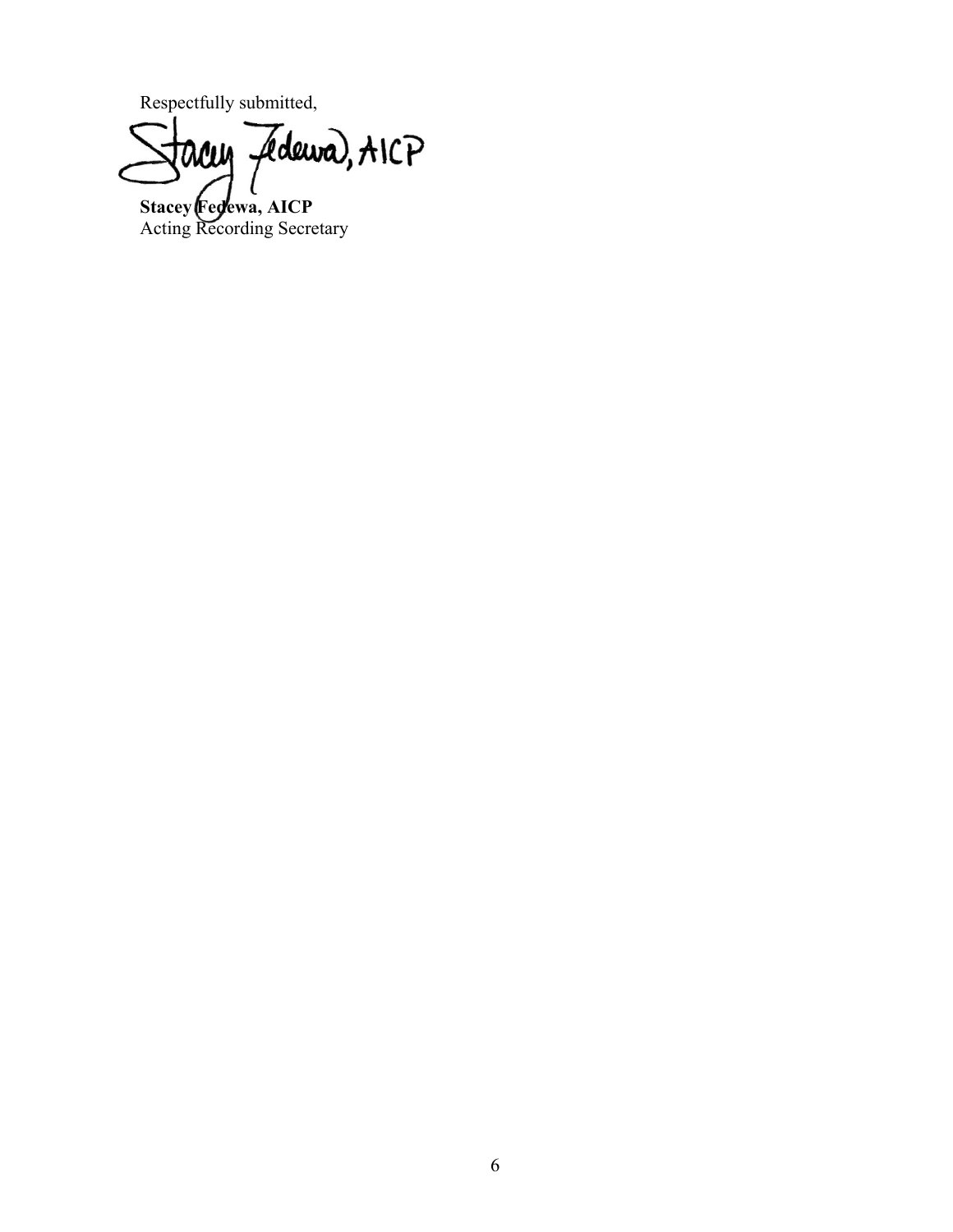Respectfully submitted,

**Stacey Fedewa, AICP**
Acting Recording Secretary